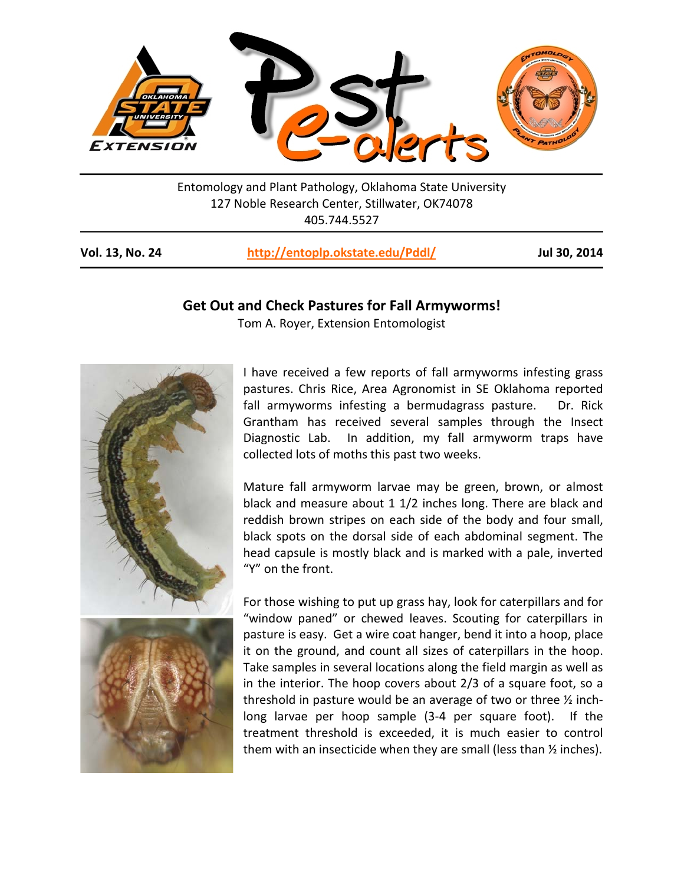Entomology and Plant Pathology, Oklahoma State University
127 Noble Research Center, Stillwater, OK74078
405.744.5527

**Vol. 13, No. 24** **http://entoplp.okstate.edu/Pddl/** **Jul 30, 2014**

## Get Out and Check Pastures for Fall Armyworms!

Tom A. Royer, Extension Entomologist

I have received a few reports of fall armyworms infesting grass pastures. Chris Rice, Area Agronomist in SE Oklahoma reported fall armyworms infesting a bermudagrass pasture. Dr. Rick Grantham has received several samples through the Insect Diagnostic Lab. In addition, my fall armyworm traps have collected lots of moths this past two weeks.

Mature fall armyworm larvae may be green, brown, or almost black and measure about 1 1/2 inches long. There are black and reddish brown stripes on each side of the body and four small, black spots on the dorsal side of each abdominal segment. The head capsule is mostly black and is marked with a pale, inverted "Y" on the front.

For those wishing to put up grass hay, look for caterpillars and for "window paned" or chewed leaves. Scouting for caterpillars in pasture is easy. Get a wire coat hanger, bend it into a hoop, place it on the ground, and count all sizes of caterpillars in the hoop. Take samples in several locations along the field margin as well as in the interior. The hoop covers about 2/3 of a square foot, so a threshold in pasture would be an average of two or three ½ inch-long larvae per hoop sample (3-4 per square foot). If the treatment threshold is exceeded, it is much easier to control them with an insecticide when they are small (less than ½ inches).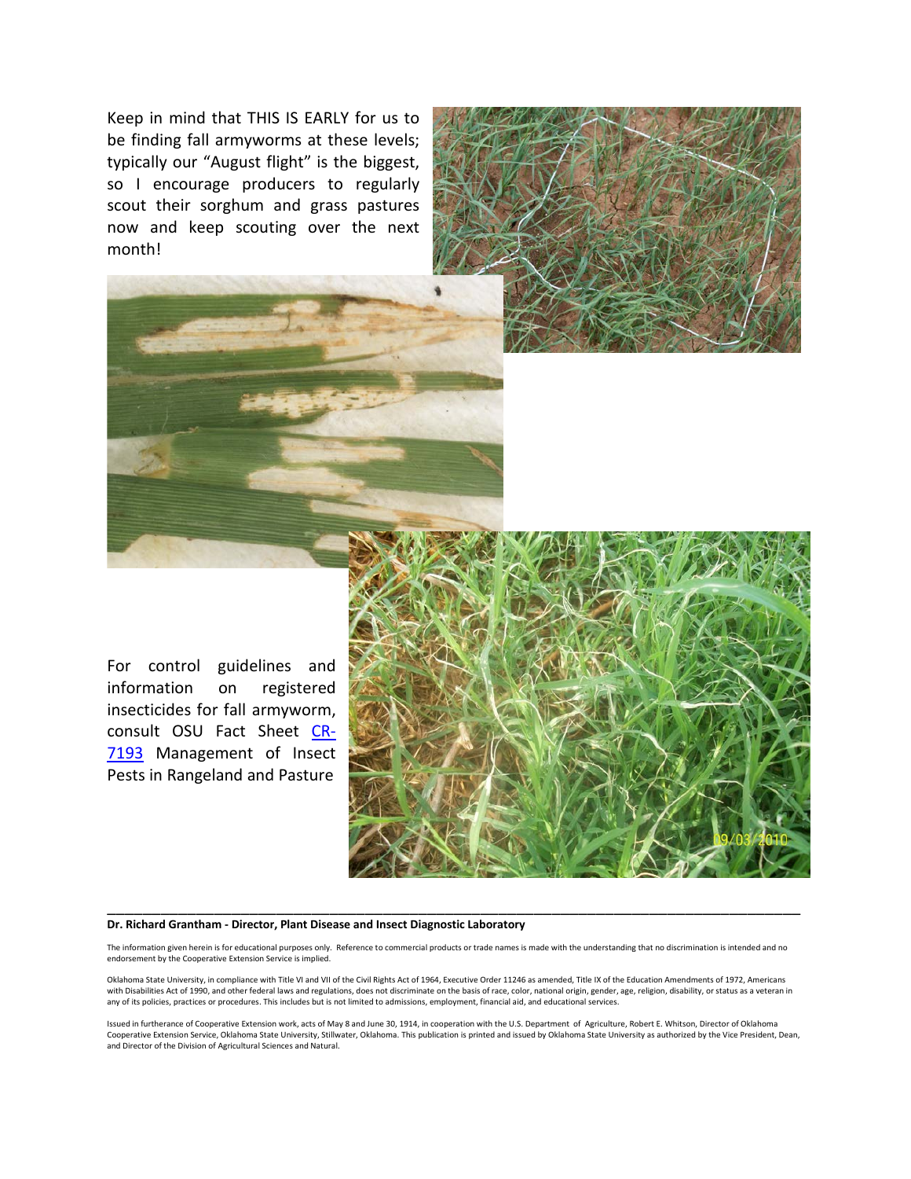Keep in mind that THIS IS EARLY for us to be finding fall armyworms at these levels; typically our "August flight" is the biggest, so I encourage producers to regularly scout their sorghum and grass pastures now and keep scouting over the next month!

For control guidelines and information on registered insecticides for fall armyworm, consult OSU Fact Sheet [CR-7193](CR-7193) Management of Insect Pests in Rangeland and Pasture

---

**Dr. Richard Grantham - Director, Plant Disease and Insect Diagnostic Laboratory**

The information given herein is for educational purposes only. Reference to commercial products or trade names is made with the understanding that no discrimination is intended and no endorsement by the Cooperative Extension Service is implied.

Oklahoma State University, in compliance with Title VI and VII of the Civil Rights Act of 1964, Executive Order 11246 as amended, Title IX of the Education Amendments of 1972, Americans with Disabilities Act of 1990, and other federal laws and regulations, does not discriminate on the basis of race, color, national origin, gender, age, religion, disability, or status as a veteran in any of its policies, practices or procedures. This includes but is not limited to admissions, employment, financial aid, and educational services.

Issued in furtherance of Cooperative Extension work, acts of May 8 and June 30, 1914, in cooperation with the U.S. Department of Agriculture, Robert E. Whitson, Director of Oklahoma Cooperative Extension Service, Oklahoma State University, Stillwater, Oklahoma. This publication is printed and issued by Oklahoma State University as authorized by the Vice President, Dean, and Director of the Division of Agricultural Sciences and Natural.